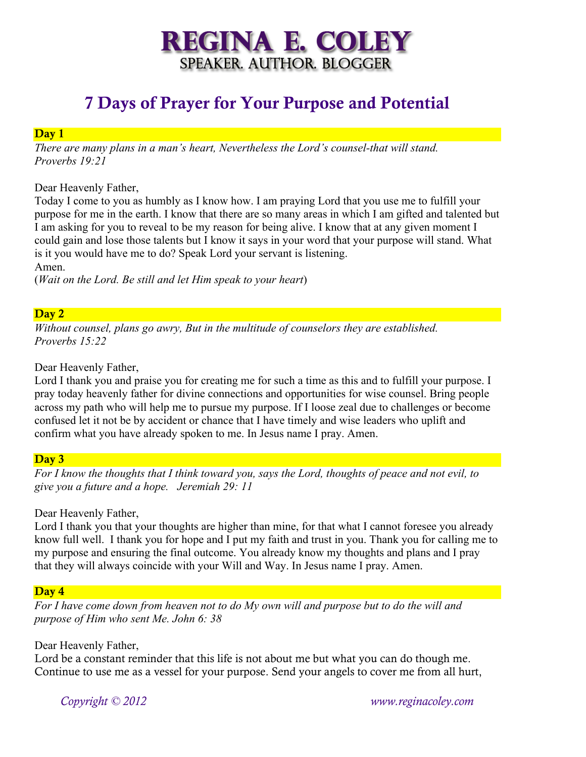# REGINA E. COLEY
SPEAKER. AUTHOR. BLOGGER

## 7 Days of Prayer for Your Purpose and Potential

### Day 1

*There are many plans in a man's heart, Nevertheless the Lord's counsel-that will stand. Proverbs 19:21*

Dear Heavenly Father,
Today I come to you as humbly as I know how. I am praying Lord that you use me to fulfill your purpose for me in the earth. I know that there are so many areas in which I am gifted and talented but I am asking for you to reveal to be my reason for being alive. I know that at any given moment I could gain and lose those talents but I know it says in your word that your purpose will stand. What is it you would have me to do? Speak Lord your servant is listening.
Amen.
(*Wait on the Lord. Be still and let Him speak to your heart*)

### Day 2

*Without counsel, plans go awry, But in the multitude of counselors they are established. Proverbs 15:22*

Dear Heavenly Father,
Lord I thank you and praise you for creating me for such a time as this and to fulfill your purpose. I pray today heavenly father for divine connections and opportunities for wise counsel. Bring people across my path who will help me to pursue my purpose. If I loose zeal due to challenges or become confused let it not be by accident or chance that I have timely and wise leaders who uplift and confirm what you have already spoken to me. In Jesus name I pray. Amen.

### Day 3

*For I know the thoughts that I think toward you, says the Lord, thoughts of peace and not evil, to give you a future and a hope. Jeremiah 29: 11*

Dear Heavenly Father,
Lord I thank you that your thoughts are higher than mine, for that what I cannot foresee you already know full well. I thank you for hope and I put my faith and trust in you. Thank you for calling me to my purpose and ensuring the final outcome. You already know my thoughts and plans and I pray that they will always coincide with your Will and Way. In Jesus name I pray. Amen.

### Day 4

*For I have come down from heaven not to do My own will and purpose but to do the will and purpose of Him who sent Me. John 6: 38*

Dear Heavenly Father,
Lord be a constant reminder that this life is not about me but what you can do though me. Continue to use me as a vessel for your purpose. Send your angels to cover me from all hurt,

*Copyright © 2012* *www.reginacoley.com*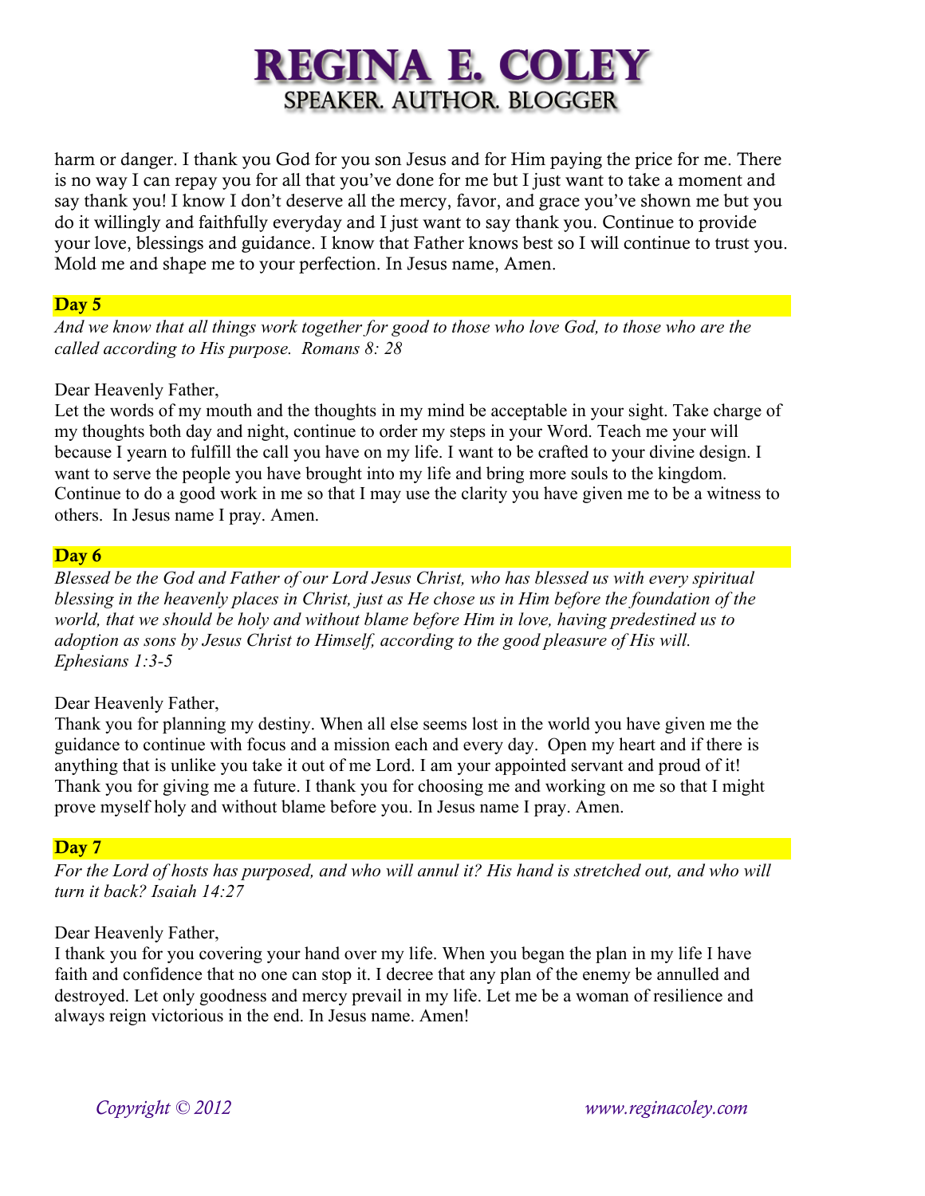harm or danger. I thank you God for you son Jesus and for Him paying the price for me. There is no way I can repay you for all that you've done for me but I just want to take a moment and say thank you! I know I don't deserve all the mercy, favor, and grace you've shown me but you do it willingly and faithfully everyday and I just want to say thank you. Continue to provide your love, blessings and guidance. I know that Father knows best so I will continue to trust you. Mold me and shape me to your perfection. In Jesus name, Amen.

**Day 5**

*And we know that all things work together for good to those who love God, to those who are the called according to His purpose. Romans 8: 28*

Dear Heavenly Father,
Let the words of my mouth and the thoughts in my mind be acceptable in your sight. Take charge of my thoughts both day and night, continue to order my steps in your Word. Teach me your will because I yearn to fulfill the call you have on my life. I want to be crafted to your divine design. I want to serve the people you have brought into my life and bring more souls to the kingdom. Continue to do a good work in me so that I may use the clarity you have given me to be a witness to others. In Jesus name I pray. Amen.

**Day 6**

*Blessed be the God and Father of our Lord Jesus Christ, who has blessed us with every spiritual blessing in the heavenly places in Christ, just as He chose us in Him before the foundation of the world, that we should be holy and without blame before Him in love, having predestined us to adoption as sons by Jesus Christ to Himself, according to the good pleasure of His will. Ephesians 1:3-5*

Dear Heavenly Father,
Thank you for planning my destiny. When all else seems lost in the world you have given me the guidance to continue with focus and a mission each and every day. Open my heart and if there is anything that is unlike you take it out of me Lord. I am your appointed servant and proud of it! Thank you for giving me a future. I thank you for choosing me and working on me so that I might prove myself holy and without blame before you. In Jesus name I pray. Amen.

**Day 7**

*For the Lord of hosts has purposed, and who will annul it? His hand is stretched out, and who will turn it back? Isaiah 14:27*

Dear Heavenly Father,
I thank you for you covering your hand over my life. When you began the plan in my life I have faith and confidence that no one can stop it. I decree that any plan of the enemy be annulled and destroyed. Let only goodness and mercy prevail in my life. Let me be a woman of resilience and always reign victorious in the end. In Jesus name. Amen!